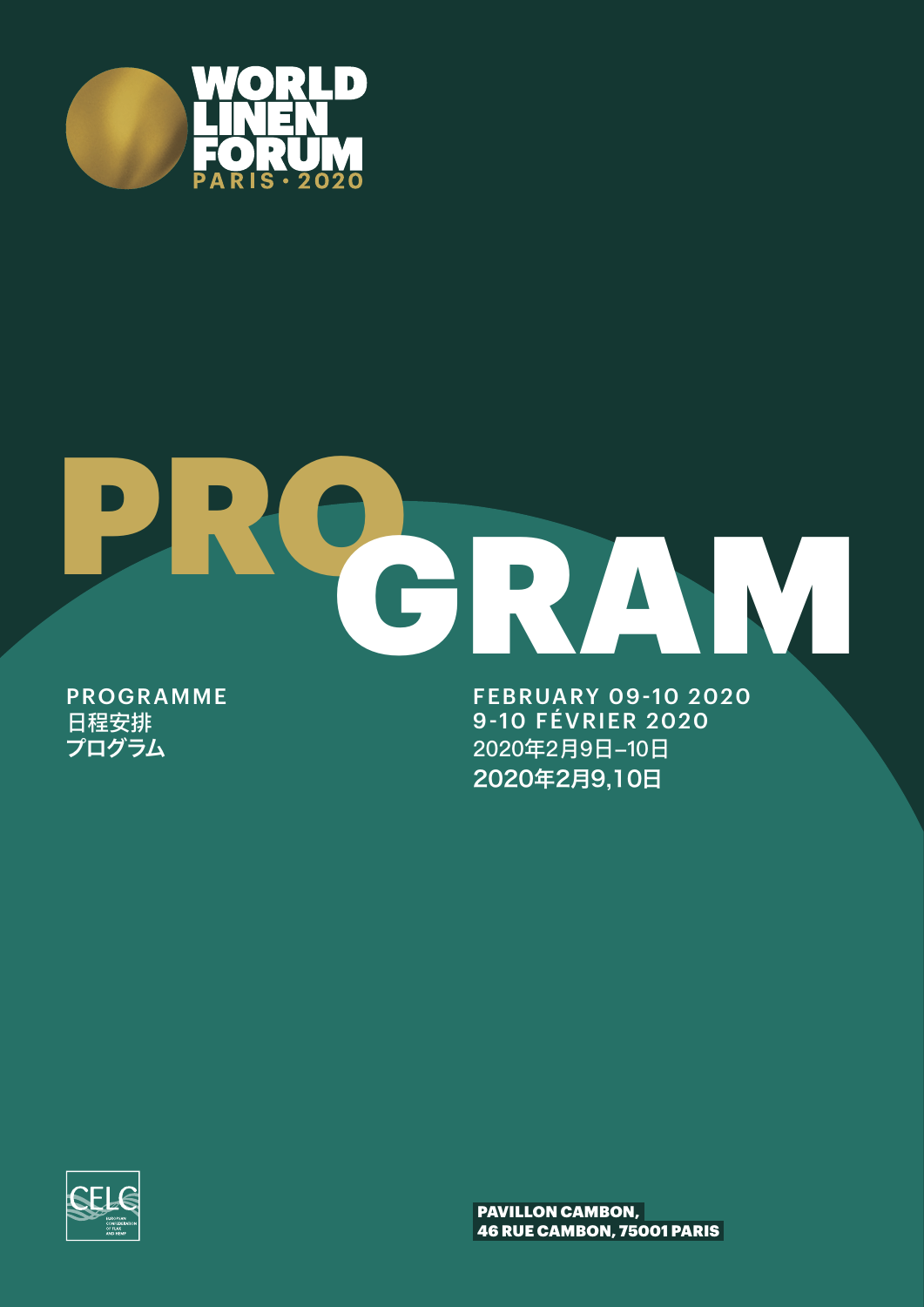# WORLD LINEN FORUM

PARIS • 2020

# PROGRAM

PROGRAMME
日程安排
プログラム

FEBRUARY 09-10 2020
9-10 FÉVRIER 2020
2020年2月9日–10日
2020年2月9,10日

CELC
EUROPEAN CONFEDERATION OF FLAX AND HEMP

**PAVILLON CAMBON,**
**46 RUE CAMBON, 75001 PARIS**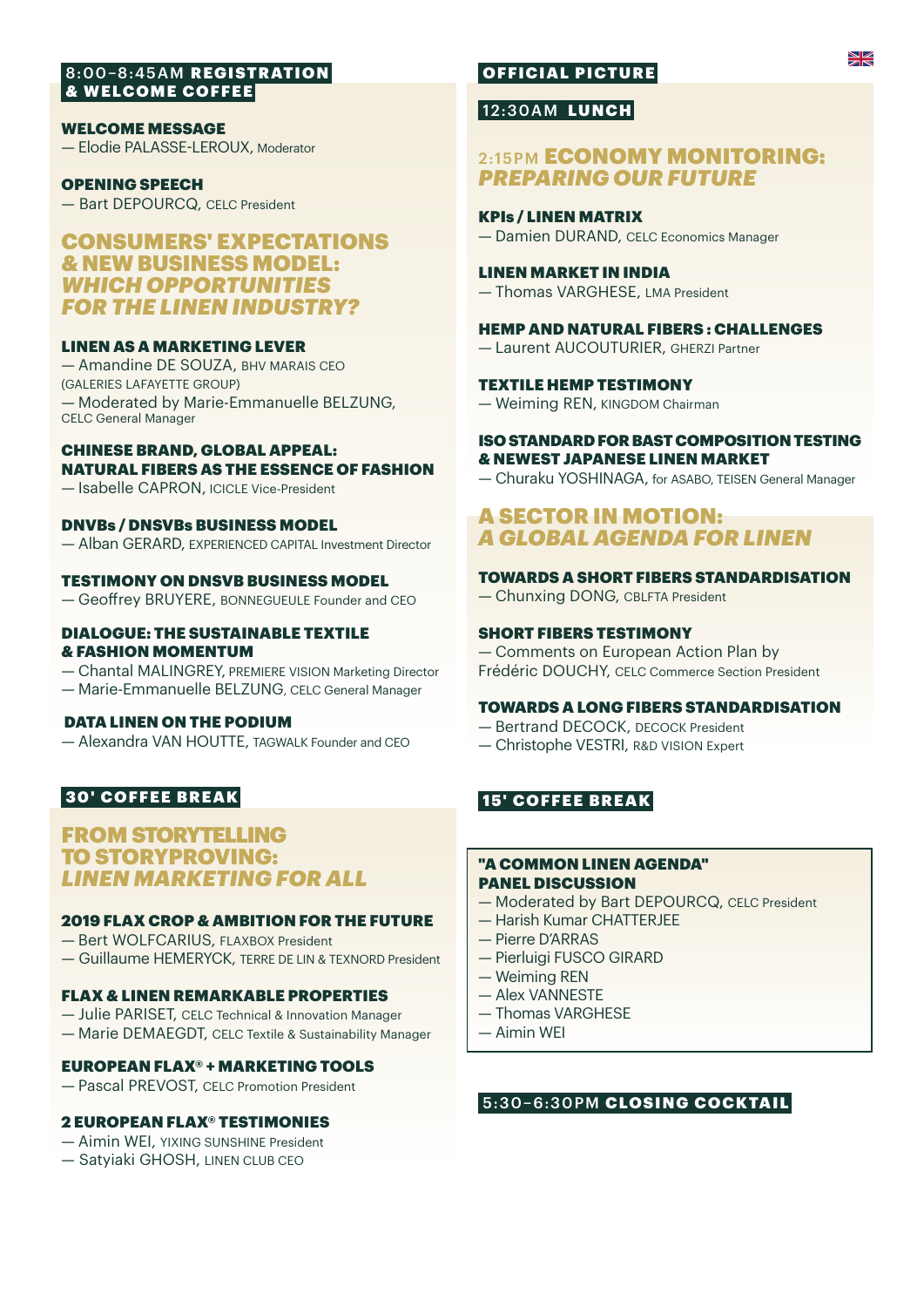## 8:00–8:45AM REGISTRATION & WELCOME COFFEE

**WELCOME MESSAGE**
— Elodie PALASSE-LEROUX, Moderator

**OPENING SPEECH**
— Bart DEPOURCQ, CELC President

## CONSUMERS' EXPECTATIONS & NEW BUSINESS MODEL: *WHICH OPPORTUNITIES FOR THE LINEN INDUSTRY?*

**LINEN AS A MARKETING LEVER**
— Amandine DE SOUZA, BHV MARAIS CEO (GALERIES LAFAYETTE GROUP)
— Moderated by Marie-Emmanuelle BELZUNG, CELC General Manager

**CHINESE BRAND, GLOBAL APPEAL: NATURAL FIBERS AS THE ESSENCE OF FASHION**
— Isabelle CAPRON, ICICLE Vice-President

**DNVBs / DNSVBs BUSINESS MODEL**
— Alban GERARD, EXPERIENCED CAPITAL Investment Director

**TESTIMONY ON DNSVB BUSINESS MODEL**
— Geoffrey BRUYERE, BONNEGUEULE Founder and CEO

**DIALOGUE: THE SUSTAINABLE TEXTILE & FASHION MOMENTUM**
— Chantal MALINGREY, PREMIERE VISION Marketing Director
— Marie-Emmanuelle BELZUNG, CELC General Manager

**DATA LINEN ON THE PODIUM**
— Alexandra VAN HOUTTE, TAGWALK Founder and CEO

## 30' COFFEE BREAK

## FROM STORYTELLING TO STORYPROVING: *LINEN MARKETING FOR ALL*

**2019 FLAX CROP & AMBITION FOR THE FUTURE**
— Bert WOLFCARIUS, FLAXBOX President
— Guillaume HEMERYCK, TERRE DE LIN & TEXNORD President

**FLAX & LINEN REMARKABLE PROPERTIES**
— Julie PARISET, CELC Technical & Innovation Manager
— Marie DEMAEGDT, CELC Textile & Sustainability Manager

**EUROPEAN FLAX® + MARKETING TOOLS**
— Pascal PREVOST, CELC Promotion President

**2 EUROPEAN FLAX® TESTIMONIES**
— Aimin WEI, YIXING SUNSHINE President
— Satyiaki GHOSH, LINEN CLUB CEO

## OFFICIAL PICTURE

## 12:30AM LUNCH

## 2:15PM ECONOMY MONITORING: *PREPARING OUR FUTURE*

**KPIs / LINEN MATRIX**
— Damien DURAND, CELC Economics Manager

**LINEN MARKET IN INDIA**
— Thomas VARGHESE, LMA President

**HEMP AND NATURAL FIBERS : CHALLENGES**
— Laurent AUCOUTURIER, GHERZI Partner

**TEXTILE HEMP TESTIMONY**
— Weiming REN, KINGDOM Chairman

**ISO STANDARD FOR BAST COMPOSITION TESTING & NEWEST JAPANESE LINEN MARKET**
— Churaku YOSHINAGA, for ASABO, TEISEN General Manager

## A SECTOR IN MOTION: *A GLOBAL AGENDA FOR LINEN*

**TOWARDS A SHORT FIBERS STANDARDISATION**
— Chunxing DONG, CBLFTA President

**SHORT FIBERS TESTIMONY**
— Comments on European Action Plan by Frédéric DOUCHY, CELC Commerce Section President

**TOWARDS A LONG FIBERS STANDARDISATION**
— Bertrand DECOCK, DECOCK President
— Christophe VESTRI, R&D VISION Expert

## 15' COFFEE BREAK

**"A COMMON LINEN AGENDA" PANEL DISCUSSION**
— Moderated by Bart DEPOURCQ, CELC President
— Harish Kumar CHATTERJEE
— Pierre D'ARRAS
— Pierluigi FUSCO GIRARD
— Weiming REN
— Alex VANNESTE
— Thomas VARGHESE
— Aimin WEI

## 5:30–6:30PM CLOSING COCKTAIL